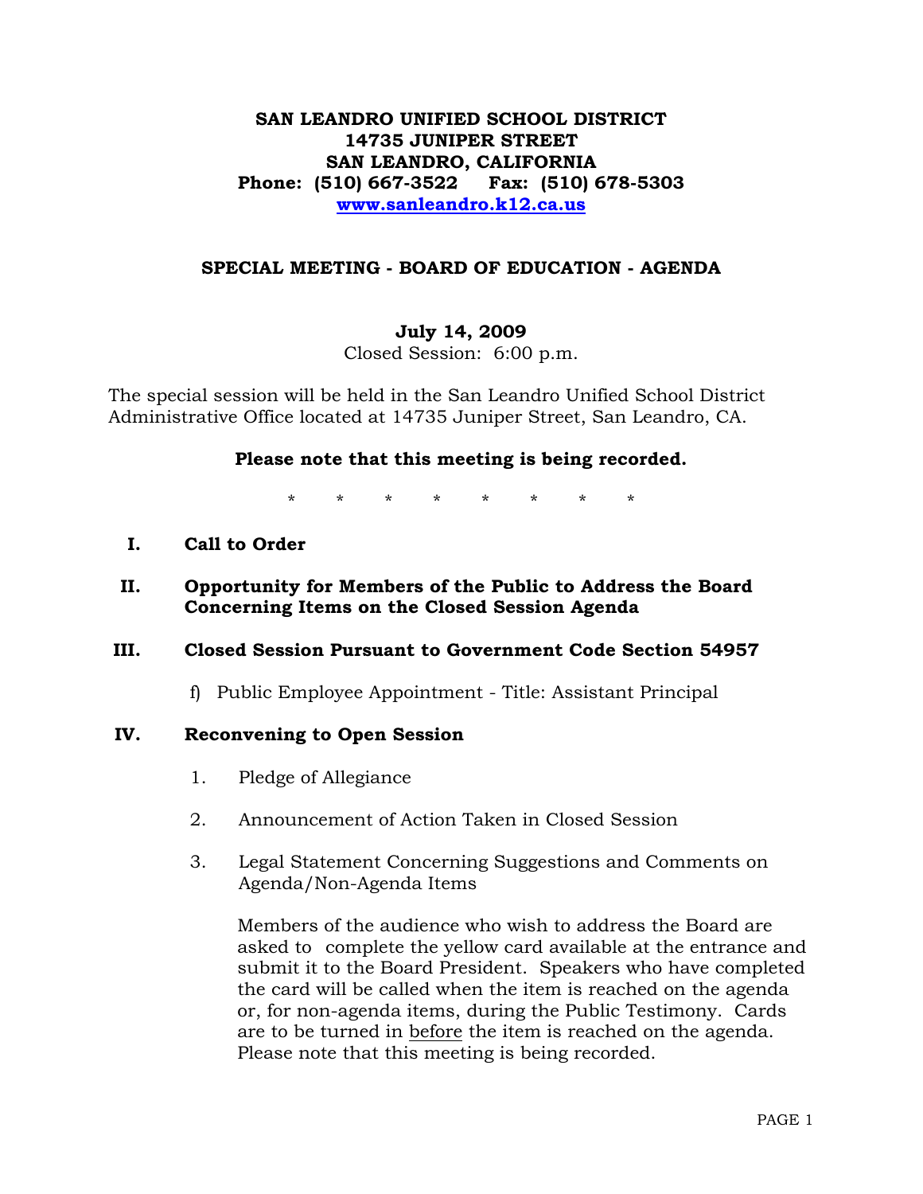**SAN LEANDRO UNIFIED SCHOOL DISTRICT**
**14735 JUNIPER STREET**
**SAN LEANDRO, CALIFORNIA**
**Phone: (510) 667-3522 Fax: (510) 678-5303**
**www.sanleandro.k12.ca.us**

## SPECIAL MEETING - BOARD OF EDUCATION - AGENDA

**July 14, 2009**
Closed Session: 6:00 p.m.

The special session will be held in the San Leandro Unified School District Administrative Office located at 14735 Juniper Street, San Leandro, CA.

**Please note that this meeting is being recorded.**

\* \* \* \* \* \* \* \*

**I. Call to Order**

**II. Opportunity for Members of the Public to Address the Board Concerning Items on the Closed Session Agenda**

**III. Closed Session Pursuant to Government Code Section 54957**

f) Public Employee Appointment - Title: Assistant Principal

**IV. Reconvening to Open Session**

1. Pledge of Allegiance

2. Announcement of Action Taken in Closed Session

3. Legal Statement Concerning Suggestions and Comments on Agenda/Non-Agenda Items

   Members of the audience who wish to address the Board are asked to complete the yellow card available at the entrance and submit it to the Board President. Speakers who have completed the card will be called when the item is reached on the agenda or, for non-agenda items, during the Public Testimony. Cards are to be turned in before the item is reached on the agenda. Please note that this meeting is being recorded.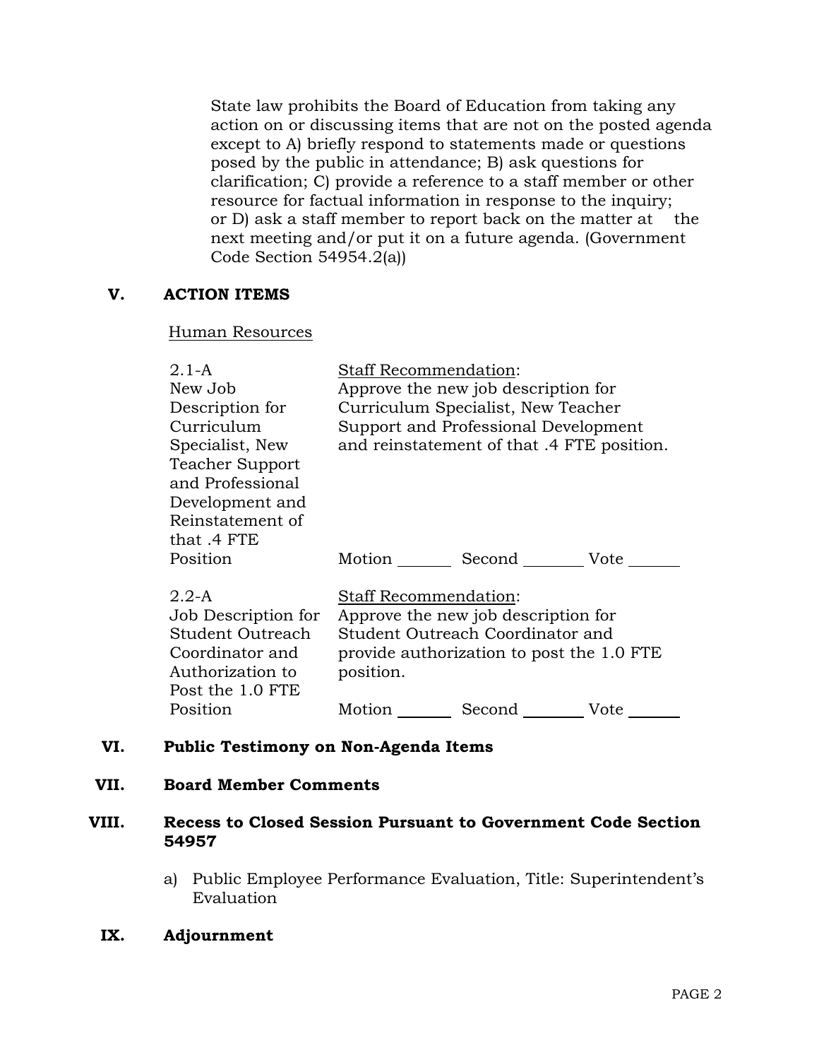State law prohibits the Board of Education from taking any action on or discussing items that are not on the posted agenda except to A) briefly respond to statements made or questions posed by the public in attendance; B) ask questions for clarification; C) provide a reference to a staff member or other resource for factual information in response to the inquiry; or D) ask a staff member to report back on the matter at the next meeting and/or put it on a future agenda. (Government Code Section 54954.2(a))

## V. ACTION ITEMS

Human Resources

| | |
|---|---|
| 2.1-A<br>New Job Description for Curriculum Specialist, New Teacher Support and Professional Development and Reinstatement of that .4 FTE Position | Staff Recommendation:<br>Approve the new job description for Curriculum Specialist, New Teacher Support and Professional Development and reinstatement of that .4 FTE position.<br><br>Motion _______ Second ________ Vote ______ |
| 2.2-A<br>Job Description for Student Outreach Coordinator and Authorization to Post the 1.0 FTE Position | Staff Recommendation:<br>Approve the new job description for Student Outreach Coordinator and provide authorization to post the 1.0 FTE position.<br><br>Motion _______ Second ________ Vote ______ |

## VI. Public Testimony on Non-Agenda Items

## VII. Board Member Comments

## VIII. Recess to Closed Session Pursuant to Government Code Section 54957

a) Public Employee Performance Evaluation, Title: Superintendent's Evaluation

## IX. Adjournment